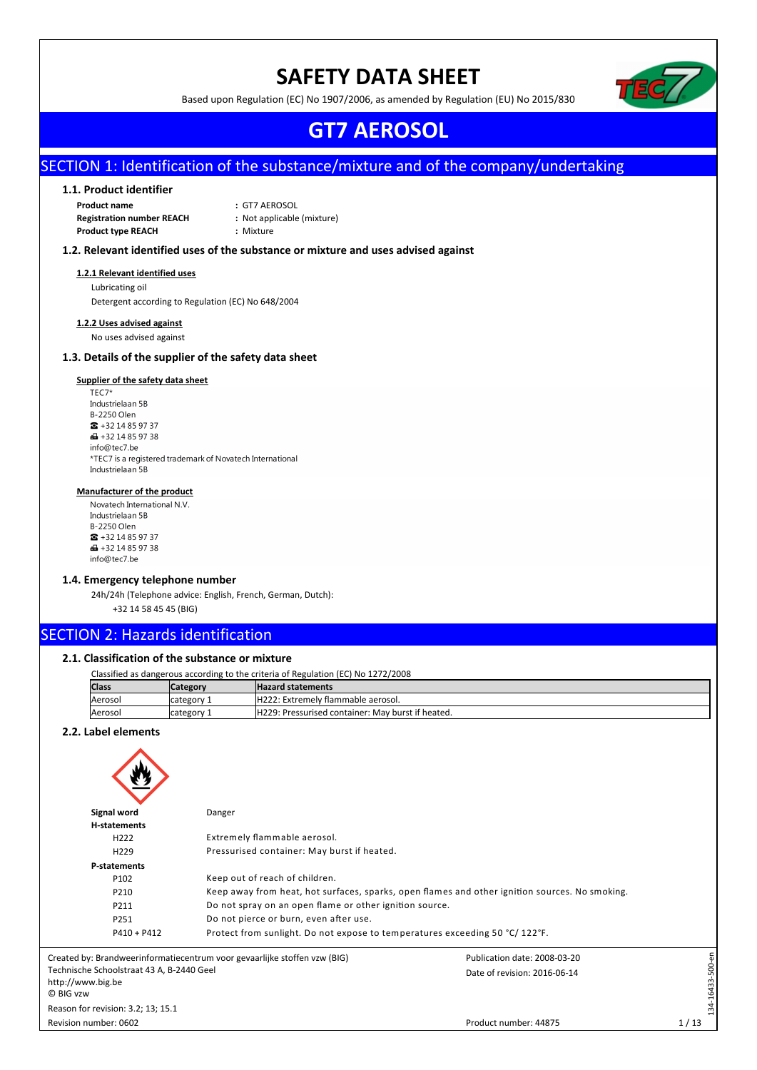# SAFETY DATA SHEET

Based upon Regulation (EC) No 1907/2006, as amended by Regulation (EU) No 2015/830

# GT7 AEROSOL

## SECTION 1: Identification of the substance/mixture and of the company/undertaking

### 1.1. Product identifier

**Product name** : GT7 AEROSOL
**Registration number REACH** : Not applicable (mixture)
**Product type REACH** : Mixture

### 1.2. Relevant identified uses of the substance or mixture and uses advised against

**1.2.1 Relevant identified uses**

Lubricating oil

Detergent according to Regulation (EC) No 648/2004

**1.2.2 Uses advised against**

No uses advised against

### 1.3. Details of the supplier of the safety data sheet

**Supplier of the safety data sheet**

TEC7*
Industrielaan 5B
B-2250 Olen
☎ +32 14 85 97 37
📠 +32 14 85 97 38
info@tec7.be
*TEC7 is a registered trademark of Novatech International
Industrielaan 5B

**Manufacturer of the product**

Novatech International N.V.
Industrielaan 5B
B-2250 Olen
☎ +32 14 85 97 37
📠 +32 14 85 97 38
info@tec7.be

### 1.4. Emergency telephone number

24h/24h (Telephone advice: English, French, German, Dutch):
+32 14 58 45 45 (BIG)

## SECTION 2: Hazards identification

### 2.1. Classification of the substance or mixture

Classified as dangerous according to the criteria of Regulation (EC) No 1272/2008

| Class | Category | Hazard statements |
|---|---|---|
| Aerosol | category 1 | H222: Extremely flammable aerosol. |
| Aerosol | category 1 | H229: Pressurised container: May burst if heated. |

### 2.2. Label elements

**Signal word** Danger

**H-statements**

| | |
|---|---|
| H222 | Extremely flammable aerosol. |
| H229 | Pressurised container: May burst if heated. |

**P-statements**

| | |
|---|---|
| P102 | Keep out of reach of children. |
| P210 | Keep away from heat, hot surfaces, sparks, open flames and other ignition sources. No smoking. |
| P211 | Do not spray on an open flame or other ignition source. |
| P251 | Do not pierce or burn, even after use. |
| P410 + P412 | Protect from sunlight. Do not expose to temperatures exceeding 50 °C/ 122°F. |

Created by: Brandweerinformatiecentrum voor gevaarlijke stoffen vzw (BIG)
Technische Schoolstraat 43 A, B-2440 Geel
http://www.big.be
© BIG vzw
Reason for revision: 3.2; 13; 15.1
Revision number: 0602
Publication date: 2008-03-20
Date of revision: 2016-06-14
Product number: 44875
134-16433-500-en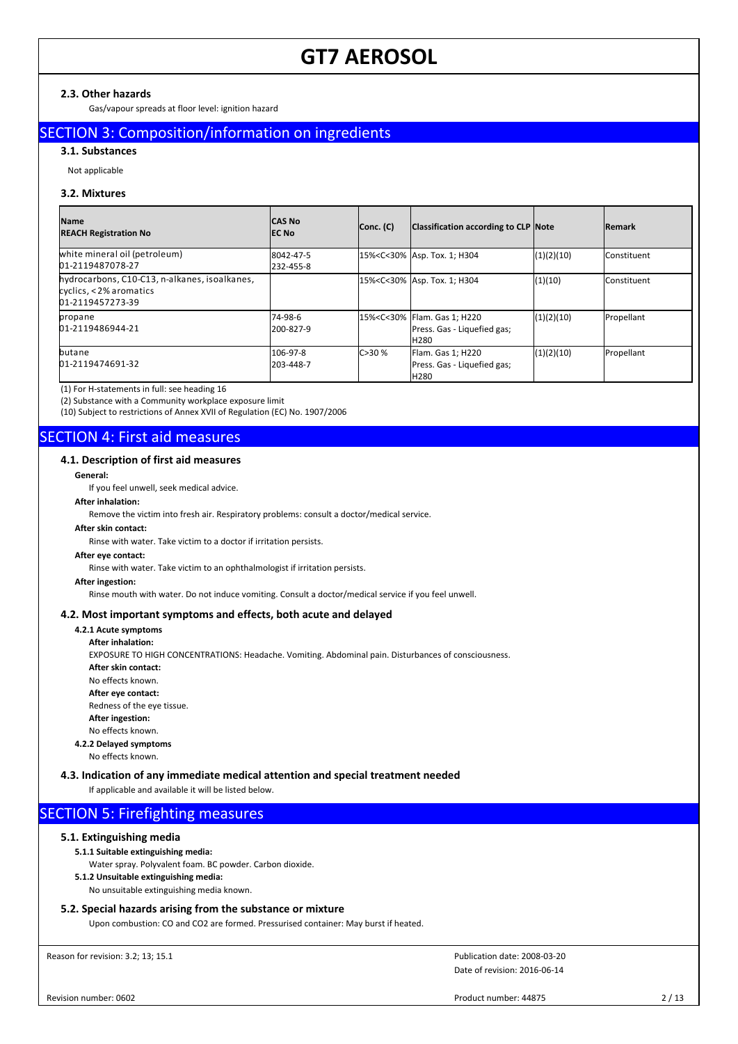#### 2.3. Other hazards

Gas/vapour spreads at floor level: ignition hazard

## SECTION 3: Composition/information on ingredients

#### 3.1. Substances

Not applicable

#### 3.2. Mixtures

| Name<br>REACH Registration No | CAS No<br>EC No | Conc. (C) | Classification according to CLP | Note | Remark |
|---|---|---|---|---|---|
| white mineral oil (petroleum)<br>01-2119487078-27 | 8042-47-5<br>232-455-8 | 15%<C<30% | Asp. Tox. 1; H304 | (1)(2)(10) | Constituent |
| hydrocarbons, C10-C13, n-alkanes, isoalkanes, cyclics, < 2% aromatics<br>01-2119457273-39 | | 15%<C<30% | Asp. Tox. 1; H304 | (1)(10) | Constituent |
| propane<br>01-2119486944-21 | 74-98-6<br>200-827-9 | 15%<C<30% | Flam. Gas 1; H220<br>Press. Gas - Liquefied gas; H280 | (1)(2)(10) | Propellant |
| butane<br>01-2119474691-32 | 106-97-8<br>203-448-7 | C>30 % | Flam. Gas 1; H220<br>Press. Gas - Liquefied gas; H280 | (1)(2)(10) | Propellant |

(1) For H-statements in full: see heading 16

(2) Substance with a Community workplace exposure limit

(10) Subject to restrictions of Annex XVII of Regulation (EC) No. 1907/2006

## SECTION 4: First aid measures

#### 4.1. Description of first aid measures

**General:**

If you feel unwell, seek medical advice.

**After inhalation:**

Remove the victim into fresh air. Respiratory problems: consult a doctor/medical service.

**After skin contact:**

Rinse with water. Take victim to a doctor if irritation persists.

**After eye contact:**

Rinse with water. Take victim to an ophthalmologist if irritation persists.

**After ingestion:**

Rinse mouth with water. Do not induce vomiting. Consult a doctor/medical service if you feel unwell.

#### 4.2. Most important symptoms and effects, both acute and delayed

**4.2.1 Acute symptoms**

**After inhalation:**

EXPOSURE TO HIGH CONCENTRATIONS: Headache. Vomiting. Abdominal pain. Disturbances of consciousness.

**After skin contact:**

No effects known.

**After eye contact:**

Redness of the eye tissue.

**After ingestion:**

No effects known.

**4.2.2 Delayed symptoms**

No effects known.

#### 4.3. Indication of any immediate medical attention and special treatment needed

If applicable and available it will be listed below.

## SECTION 5: Firefighting measures

#### 5.1. Extinguishing media

**5.1.1 Suitable extinguishing media:**

Water spray. Polyvalent foam. BC powder. Carbon dioxide.

**5.1.2 Unsuitable extinguishing media:**

No unsuitable extinguishing media known.

#### 5.2. Special hazards arising from the substance or mixture

Upon combustion: CO and $CO_2$ are formed. Pressurised container: May burst if heated.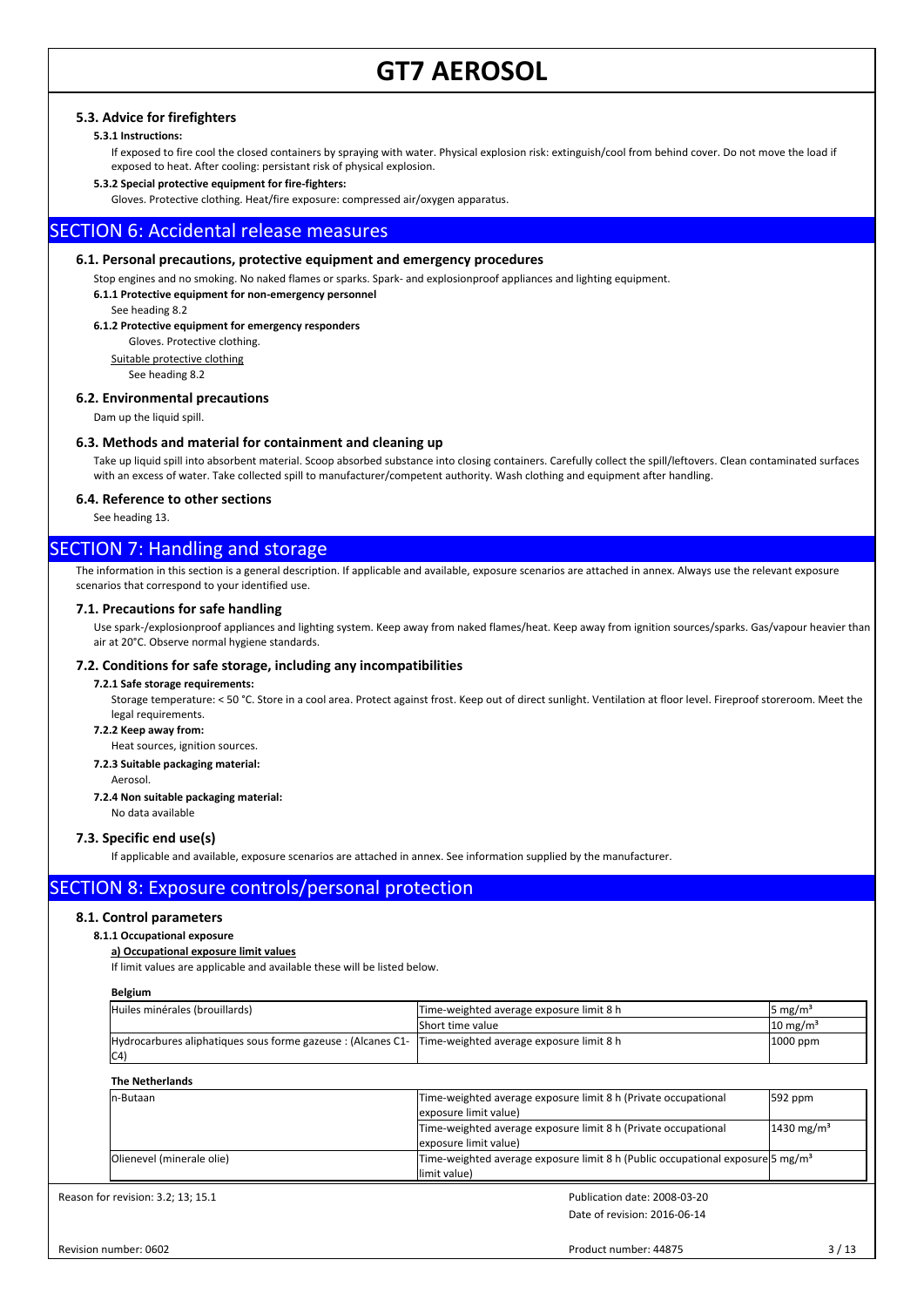### 5.3. Advice for firefighters

**5.3.1 Instructions:**

If exposed to fire cool the closed containers by spraying with water. Physical explosion risk: extinguish/cool from behind cover. Do not move the load if exposed to heat. After cooling: persistant risk of physical explosion.

**5.3.2 Special protective equipment for fire-fighters:**

Gloves. Protective clothing. Heat/fire exposure: compressed air/oxygen apparatus.

## SECTION 6: Accidental release measures

### 6.1. Personal precautions, protective equipment and emergency procedures

Stop engines and no smoking. No naked flames or sparks. Spark- and explosionproof appliances and lighting equipment.

**6.1.1 Protective equipment for non-emergency personnel**

See heading 8.2

**6.1.2 Protective equipment for emergency responders**

Gloves. Protective clothing.

Suitable protective clothing

See heading 8.2

### 6.2. Environmental precautions

Dam up the liquid spill.

### 6.3. Methods and material for containment and cleaning up

Take up liquid spill into absorbent material. Scoop absorbed substance into closing containers. Carefully collect the spill/leftovers. Clean contaminated surfaces with an excess of water. Take collected spill to manufacturer/competent authority. Wash clothing and equipment after handling.

### 6.4. Reference to other sections

See heading 13.

## SECTION 7: Handling and storage

The information in this section is a general description. If applicable and available, exposure scenarios are attached in annex. Always use the relevant exposure scenarios that correspond to your identified use.

### 7.1. Precautions for safe handling

Use spark-/explosionproof appliances and lighting system. Keep away from naked flames/heat. Keep away from ignition sources/sparks. Gas/vapour heavier than air at 20°C. Observe normal hygiene standards.

### 7.2. Conditions for safe storage, including any incompatibilities

**7.2.1 Safe storage requirements:**

Storage temperature: < 50 °C. Store in a cool area. Protect against frost. Keep out of direct sunlight. Ventilation at floor level. Fireproof storeroom. Meet the legal requirements.

**7.2.2 Keep away from:**

Heat sources, ignition sources.

**7.2.3 Suitable packaging material:**

Aerosol.

**7.2.4 Non suitable packaging material:**

No data available

### 7.3. Specific end use(s)

If applicable and available, exposure scenarios are attached in annex. See information supplied by the manufacturer.

## SECTION 8: Exposure controls/personal protection

### 8.1. Control parameters

**8.1.1 Occupational exposure**

**a) Occupational exposure limit values**

If limit values are applicable and available these will be listed below.

**Belgium**

| | | |
|---|---|---|
| Huiles minérales (brouillards) | Time-weighted average exposure limit 8 h | 5 mg/m³ |
| | Short time value | 10 mg/m³ |
| Hydrocarbures aliphatiques sous forme gazeuse : (Alcanes C1-C4) | Time-weighted average exposure limit 8 h | 1000 ppm |

**The Netherlands**

| | | |
|---|---|---|
| n-Butaan | Time-weighted average exposure limit 8 h (Private occupational exposure limit value) | 592 ppm |
| | Time-weighted average exposure limit 8 h (Private occupational exposure limit value) | 1430 mg/m³ |
| Olienevel (minerale olie) | Time-weighted average exposure limit 8 h (Public occupational exposure limit value) | 5 mg/m³ |

Reason for revision: 3.2; 13; 15.1

Publication date: 2008-03-20

Date of revision: 2016-06-14

Revision number: 0602

Product number: 44875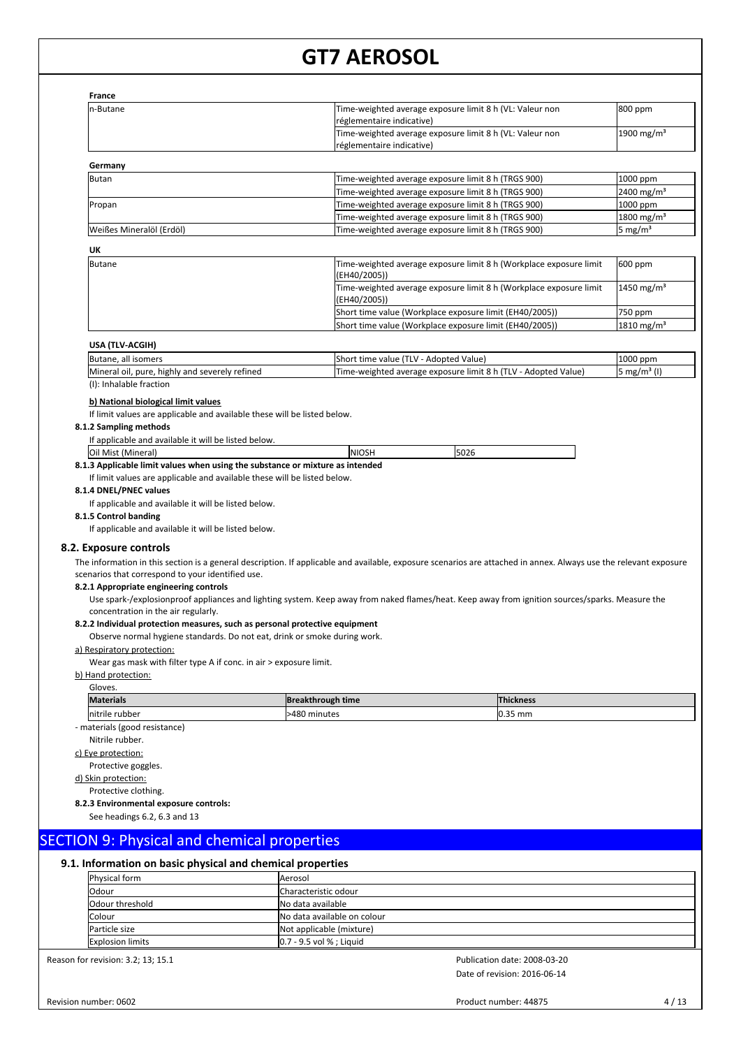**France**

| | | |
|---|---|---|
| n-Butane | Time-weighted average exposure limit 8 h (VL: Valeur non réglementaire indicative) | 800 ppm |
| | Time-weighted average exposure limit 8 h (VL: Valeur non réglementaire indicative) | 1900 mg/m³ |

**Germany**

| | | |
|---|---|---|
| Butan | Time-weighted average exposure limit 8 h (TRGS 900) | 1000 ppm |
| | Time-weighted average exposure limit 8 h (TRGS 900) | 2400 mg/m³ |
| Propan | Time-weighted average exposure limit 8 h (TRGS 900) | 1000 ppm |
| | Time-weighted average exposure limit 8 h (TRGS 900) | 1800 mg/m³ |
| Weißes Mineralöl (Erdöl) | Time-weighted average exposure limit 8 h (TRGS 900) | 5 mg/m³ |

**UK**

| | | |
|---|---|---|
| Butane | Time-weighted average exposure limit 8 h (Workplace exposure limit (EH40/2005)) | 600 ppm |
| | Time-weighted average exposure limit 8 h (Workplace exposure limit (EH40/2005)) | 1450 mg/m³ |
| | Short time value (Workplace exposure limit (EH40/2005)) | 750 ppm |
| | Short time value (Workplace exposure limit (EH40/2005)) | 1810 mg/m³ |

**USA (TLV-ACGIH)**

| | | |
|---|---|---|
| Butane, all isomers | Short time value (TLV - Adopted Value) | 1000 ppm |
| Mineral oil, pure, highly and severely refined | Time-weighted average exposure limit 8 h (TLV - Adopted Value) | 5 mg/m³ (I) |

(I): Inhalable fraction

**b) National biological limit values**

If limit values are applicable and available these will be listed below.

**8.1.2 Sampling methods**

If applicable and available it will be listed below.

| | | |
|---|---|---|
| Oil Mist (Mineral) | NIOSH | 5026 |

**8.1.3 Applicable limit values when using the substance or mixture as intended**

If limit values are applicable and available these will be listed below.

**8.1.4 DNEL/PNEC values**

If applicable and available it will be listed below.

**8.1.5 Control banding**

If applicable and available it will be listed below.

### 8.2. Exposure controls

The information in this section is a general description. If applicable and available, exposure scenarios are attached in annex. Always use the relevant exposure scenarios that correspond to your identified use.

**8.2.1 Appropriate engineering controls**

Use spark-/explosionproof appliances and lighting system. Keep away from naked flames/heat. Keep away from ignition sources/sparks. Measure the concentration in the air regularly.

**8.2.2 Individual protection measures, such as personal protective equipment**

Observe normal hygiene standards. Do not eat, drink or smoke during work.

a) Respiratory protection:

Wear gas mask with filter type A if conc. in air > exposure limit.

b) Hand protection:

Gloves.

| Materials | Breakthrough time | Thickness |
|---|---|---|
| nitrile rubber | >480 minutes | 0.35 mm |

- materials (good resistance)

Nitrile rubber.

c) Eye protection:

Protective goggles.

d) Skin protection:

Protective clothing.

**8.2.3 Environmental exposure controls:**

See headings 6.2, 6.3 and 13

## SECTION 9: Physical and chemical properties

### 9.1. Information on basic physical and chemical properties

| | |
|---|---|
| Physical form | Aerosol |
| Odour | Characteristic odour |
| Odour threshold | No data available |
| Colour | No data available on colour |
| Particle size | Not applicable (mixture) |
| Explosion limits | 0.7 - 9.5 vol % ; Liquid |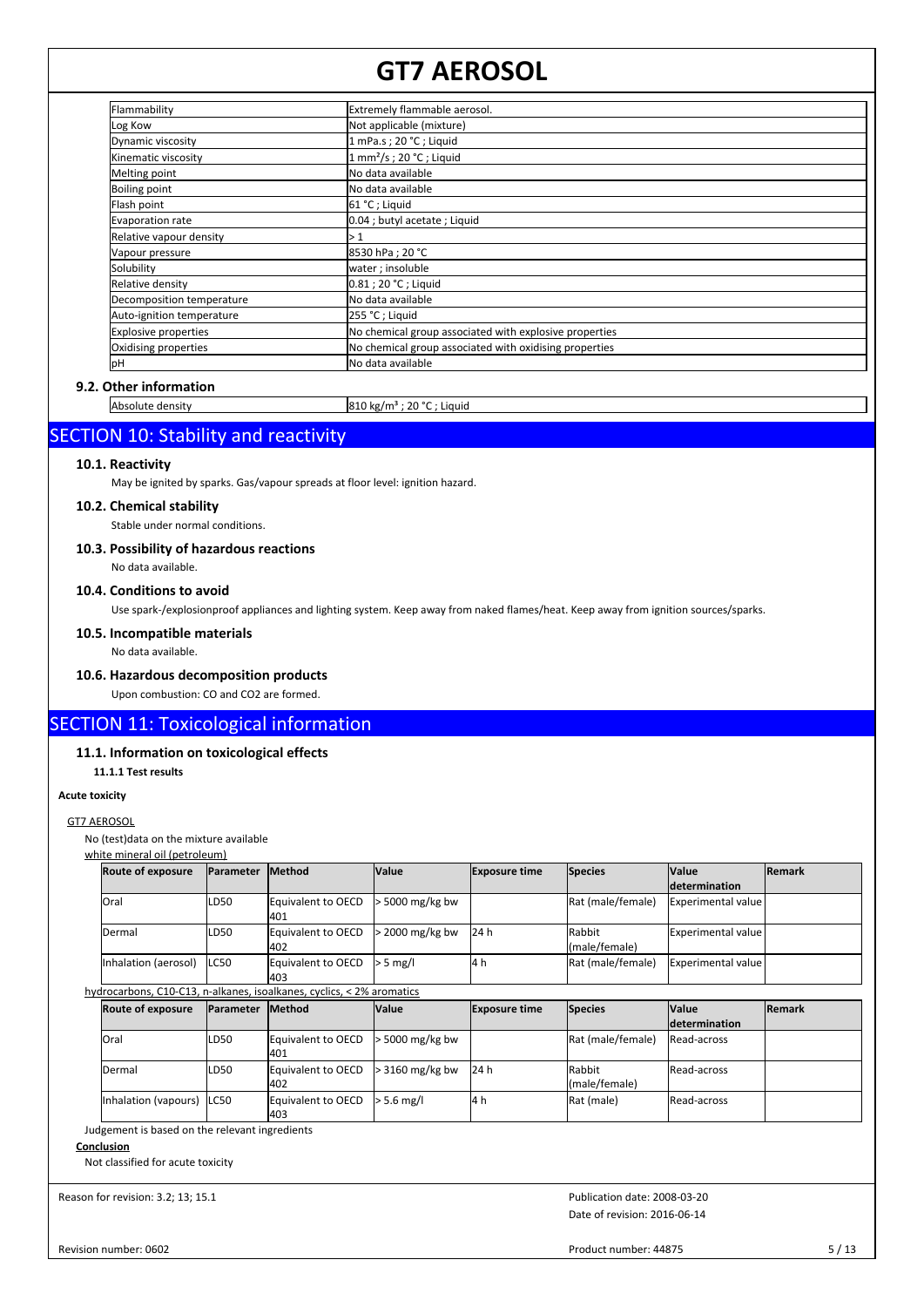| Flammability | Extremely flammable aerosol. |
| --- | --- |
| Log Kow | Not applicable (mixture) |
| Dynamic viscosity | 1 mPa.s ; 20 °C ; Liquid |
| Kinematic viscosity | 1 mm²/s ; 20 °C ; Liquid |
| Melting point | No data available |
| Boiling point | No data available |
| Flash point | 61 °C ; Liquid |
| Evaporation rate | 0.04 ; butyl acetate ; Liquid |
| Relative vapour density | > 1 |
| Vapour pressure | 8530 hPa ; 20 °C |
| Solubility | water ; insoluble |
| Relative density | 0.81 ; 20 °C ; Liquid |
| Decomposition temperature | No data available |
| Auto-ignition temperature | 255 °C ; Liquid |
| Explosive properties | No chemical group associated with explosive properties |
| Oxidising properties | No chemical group associated with oxidising properties |
| pH | No data available |

### 9.2. Other information

| Absolute density | 810 kg/m³ ; 20 °C ; Liquid |
| --- | --- |

## SECTION 10: Stability and reactivity

### 10.1. Reactivity

May be ignited by sparks. Gas/vapour spreads at floor level: ignition hazard.

### 10.2. Chemical stability

Stable under normal conditions.

### 10.3. Possibility of hazardous reactions

No data available.

### 10.4. Conditions to avoid

Use spark-/explosionproof appliances and lighting system. Keep away from naked flames/heat. Keep away from ignition sources/sparks.

### 10.5. Incompatible materials

No data available.

### 10.6. Hazardous decomposition products

Upon combustion: CO and $CO_2$ are formed.

## SECTION 11: Toxicological information

### 11.1. Information on toxicological effects

**11.1.1 Test results**

**Acute toxicity**

GT7 AEROSOL

No (test)data on the mixture available

white mineral oil (petroleum)

| Route of exposure | Parameter | Method | Value | Exposure time | Species | Value determination | Remark |
| --- | --- | --- | --- | --- | --- | --- | --- |
| Oral | LD50 | Equivalent to OECD 401 | > 5000 mg/kg bw | | Rat (male/female) | Experimental value | |
| Dermal | LD50 | Equivalent to OECD 402 | > 2000 mg/kg bw | 24 h | Rabbit (male/female) | Experimental value | |
| Inhalation (aerosol) | LC50 | Equivalent to OECD 403 | > 5 mg/l | 4 h | Rat (male/female) | Experimental value | |

hydrocarbons, C10-C13, n-alkanes, isoalkanes, cyclics, < 2% aromatics

| Route of exposure | Parameter | Method | Value | Exposure time | Species | Value determination | Remark |
| --- | --- | --- | --- | --- | --- | --- | --- |
| Oral | LD50 | Equivalent to OECD 401 | > 5000 mg/kg bw | | Rat (male/female) | Read-across | |
| Dermal | LD50 | Equivalent to OECD 402 | > 3160 mg/kg bw | 24 h | Rabbit (male/female) | Read-across | |
| Inhalation (vapours) | LC50 | Equivalent to OECD 403 | > 5.6 mg/l | 4 h | Rat (male) | Read-across | |

Judgement is based on the relevant ingredients

**Conclusion**

Not classified for acute toxicity

Reason for revision: 3.2; 13; 15.1

Publication date: 2008-03-20

Date of revision: 2016-06-14

Revision number: 0602

Product number: 44875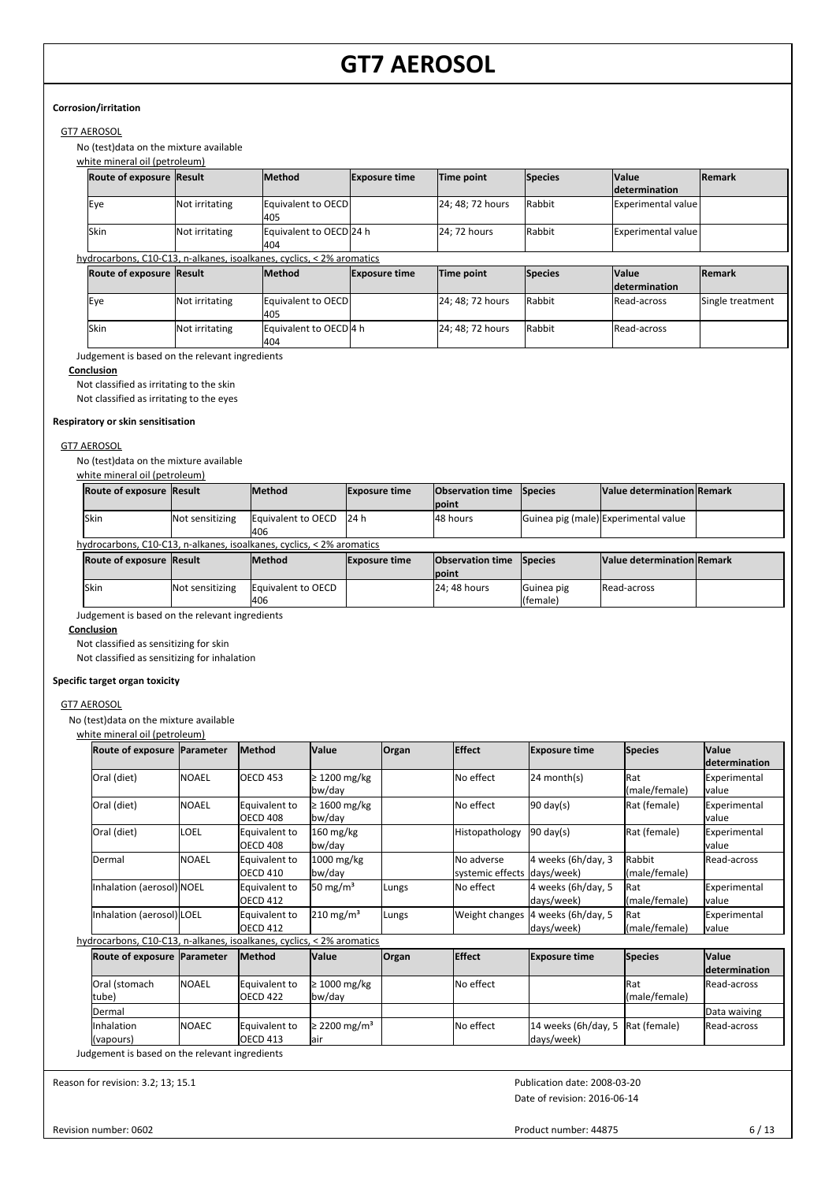**Corrosion/irritation**

GT7 AEROSOL

No (test)data on the mixture available

white mineral oil (petroleum)

| Route of exposure | Result | Method | Exposure time | Time point | Species | Value determination | Remark |
|---|---|---|---|---|---|---|---|
| Eye | Not irritating | Equivalent to OECD 405 | | 24; 48; 72 hours | Rabbit | Experimental value | |
| Skin | Not irritating | Equivalent to OECD 404 | 24 h | 24; 72 hours | Rabbit | Experimental value | |

hydrocarbons, C10-C13, n-alkanes, isoalkanes, cyclics, < 2% aromatics

| Route of exposure | Result | Method | Exposure time | Time point | Species | Value determination | Remark |
|---|---|---|---|---|---|---|---|
| Eye | Not irritating | Equivalent to OECD 405 | | 24; 48; 72 hours | Rabbit | Read-across | Single treatment |
| Skin | Not irritating | Equivalent to OECD 404 | 4 h | 24; 48; 72 hours | Rabbit | Read-across | |

Judgement is based on the relevant ingredients

**Conclusion**

Not classified as irritating to the skin

Not classified as irritating to the eyes

**Respiratory or skin sensitisation**

GT7 AEROSOL

No (test)data on the mixture available

white mineral oil (petroleum)

| Route of exposure | Result | Method | Exposure time | Observation time point | Species | Value determination | Remark |
|---|---|---|---|---|---|---|---|
| Skin | Not sensitizing | Equivalent to OECD 406 | 24 h | 48 hours | Guinea pig (male) | Experimental value | |

hydrocarbons, C10-C13, n-alkanes, isoalkanes, cyclics, < 2% aromatics

| Route of exposure | Result | Method | Exposure time | Observation time point | Species | Value determination | Remark |
|---|---|---|---|---|---|---|---|
| Skin | Not sensitizing | Equivalent to OECD 406 | | 24; 48 hours | Guinea pig (female) | Read-across | |

Judgement is based on the relevant ingredients

**Conclusion**

Not classified as sensitizing for skin

Not classified as sensitizing for inhalation

**Specific target organ toxicity**

GT7 AEROSOL

No (test)data on the mixture available

white mineral oil (petroleum)

| Route of exposure | Parameter | Method | Value | Organ | Effect | Exposure time | Species | Value determination |
|---|---|---|---|---|---|---|---|---|
| Oral (diet) | NOAEL | OECD 453 | ≥ 1200 mg/kg bw/day | | No effect | 24 month(s) | Rat (male/female) | Experimental value |
| Oral (diet) | NOAEL | Equivalent to OECD 408 | ≥ 1600 mg/kg bw/day | | No effect | 90 day(s) | Rat (female) | Experimental value |
| Oral (diet) | LOEL | Equivalent to OECD 408 | 160 mg/kg bw/day | | Histopathology | 90 day(s) | Rat (female) | Experimental value |
| Dermal | NOAEL | Equivalent to OECD 410 | 1000 mg/kg bw/day | | No adverse systemic effects | 4 weeks (6h/day, 3 days/week) | Rabbit (male/female) | Read-across |
| Inhalation (aerosol) | NOEL | Equivalent to OECD 412 | 50 mg/m³ | Lungs | No effect | 4 weeks (6h/day, 5 days/week) | Rat (male/female) | Experimental value |
| Inhalation (aerosol) | LOEL | Equivalent to OECD 412 | 210 mg/m³ | Lungs | Weight changes | 4 weeks (6h/day, 5 days/week) | Rat (male/female) | Experimental value |

hydrocarbons, C10-C13, n-alkanes, isoalkanes, cyclics, < 2% aromatics

| Route of exposure | Parameter | Method | Value | Organ | Effect | Exposure time | Species | Value determination |
|---|---|---|---|---|---|---|---|---|
| Oral (stomach tube) | NOAEL | Equivalent to OECD 422 | ≥ 1000 mg/kg bw/day | | No effect | | Rat (male/female) | Read-across |
| Dermal | | | | | | | | Data waiving |
| Inhalation (vapours) | NOAEC | Equivalent to OECD 413 | ≥ 2200 mg/m³ air | | No effect | 14 weeks (6h/day, 5 days/week) | Rat (female) | Read-across |

Judgement is based on the relevant ingredients

Reason for revision: 3.2; 13; 15.1

Publication date: 2008-03-20

Date of revision: 2016-06-14

Revision number: 0602

Product number: 44875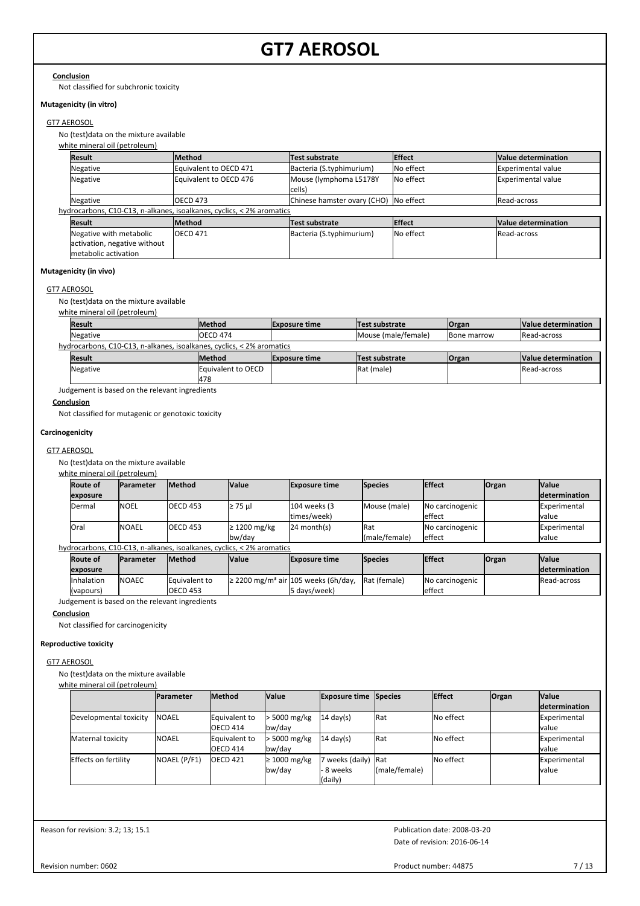**Conclusion**

Not classified for subchronic toxicity

**Mutagenicity (in vitro)**

GT7 AEROSOL

No (test)data on the mixture available

white mineral oil (petroleum)

| Result | Method | Test substrate | Effect | Value determination |
|---|---|---|---|---|
| Negative | Equivalent to OECD 471 | Bacteria (S.typhimurium) | No effect | Experimental value |
| Negative | Equivalent to OECD 476 | Mouse (lymphoma L5178Y cells) | No effect | Experimental value |
| Negative | OECD 473 | Chinese hamster ovary (CHO) | No effect | Read-across |

hydrocarbons, C10-C13, n-alkanes, isoalkanes, cyclics, < 2% aromatics

| Result | Method | Test substrate | Effect | Value determination |
|---|---|---|---|---|
| Negative with metabolic activation, negative without metabolic activation | OECD 471 | Bacteria (S.typhimurium) | No effect | Read-across |

**Mutagenicity (in vivo)**

GT7 AEROSOL

No (test)data on the mixture available

white mineral oil (petroleum)

| Result | Method | Exposure time | Test substrate | Organ | Value determination |
|---|---|---|---|---|---|
| Negative | OECD 474 | | Mouse (male/female) | Bone marrow | Read-across |

hydrocarbons, C10-C13, n-alkanes, isoalkanes, cyclics, < 2% aromatics

| Result | Method | Exposure time | Test substrate | Organ | Value determination |
|---|---|---|---|---|---|
| Negative | Equivalent to OECD 478 | | Rat (male) | | Read-across |

Judgement is based on the relevant ingredients

**Conclusion**

Not classified for mutagenic or genotoxic toxicity

**Carcinogenicity**

GT7 AEROSOL

No (test)data on the mixture available

white mineral oil (petroleum)

| Route of exposure | Parameter | Method | Value | Exposure time | Species | Effect | Organ | Value determination |
|---|---|---|---|---|---|---|---|---|
| Dermal | NOEL | OECD 453 | ≥ 75 µl | 104 weeks (3 times/week) | Mouse (male) | No carcinogenic effect | | Experimental value |
| Oral | NOAEL | OECD 453 | ≥ 1200 mg/kg bw/day | 24 month(s) | Rat (male/female) | No carcinogenic effect | | Experimental value |

hydrocarbons, C10-C13, n-alkanes, isoalkanes, cyclics, < 2% aromatics

| Route of exposure | Parameter | Method | Value | Exposure time | Species | Effect | Organ | Value determination |
|---|---|---|---|---|---|---|---|---|
| Inhalation (vapours) | NOAEC | Equivalent to OECD 453 | ≥ 2200 mg/m³ air | 105 weeks (6h/day, 5 days/week) | Rat (female) | No carcinogenic effect | | Read-across |

Judgement is based on the relevant ingredients

**Conclusion**

Not classified for carcinogenicity

**Reproductive toxicity**

GT7 AEROSOL

No (test)data on the mixture available

white mineral oil (petroleum)

| | Parameter | Method | Value | Exposure time | Species | Effect | Organ | Value determination |
|---|---|---|---|---|---|---|---|---|
| Developmental toxicity | NOAEL | Equivalent to OECD 414 | > 5000 mg/kg bw/day | 14 day(s) | Rat | No effect | | Experimental value |
| Maternal toxicity | NOAEL | Equivalent to OECD 414 | > 5000 mg/kg bw/day | 14 day(s) | Rat | No effect | | Experimental value |
| Effects on fertility | NOAEL (P/F1) | OECD 421 | ≥ 1000 mg/kg bw/day | 7 weeks (daily) - 8 weeks (daily) | Rat (male/female) | No effect | | Experimental value |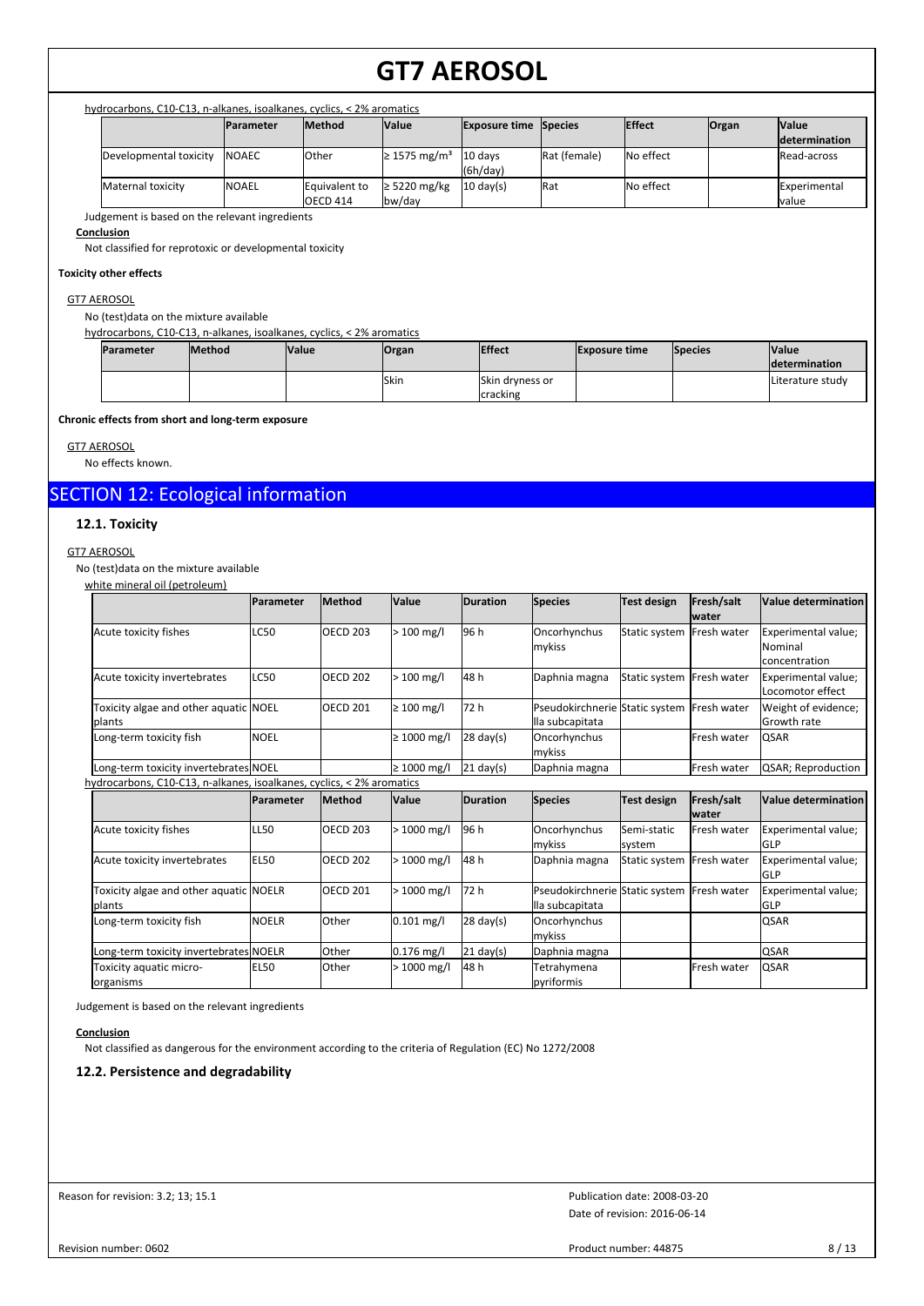hydrocarbons, C10-C13, n-alkanes, isoalkanes, cyclics, < 2% aromatics

| | Parameter | Method | Value | Exposure time | Species | Effect | Organ | Value determination |
|---|---|---|---|---|---|---|---|---|
| Developmental toxicity | NOAEC | Other | ≥ 1575 mg/m³ | 10 days (6h/day) | Rat (female) | No effect | | Read-across |
| Maternal toxicity | NOAEL | Equivalent to OECD 414 | ≥ 5220 mg/kg bw/day | 10 day(s) | Rat | No effect | | Experimental value |

Judgement is based on the relevant ingredients

**Conclusion**

Not classified for reprotoxic or developmental toxicity

**Toxicity other effects**

GT7 AEROSOL

No (test)data on the mixture available

hydrocarbons, C10-C13, n-alkanes, isoalkanes, cyclics, < 2% aromatics

| Parameter | Method | Value | Organ | Effect | Exposure time | Species | Value determination |
|---|---|---|---|---|---|---|---|
| | | | Skin | Skin dryness or cracking | | | Literature study |

**Chronic effects from short and long-term exposure**

GT7 AEROSOL

No effects known.

# SECTION 12: Ecological information

## 12.1. Toxicity

GT7 AEROSOL

No (test)data on the mixture available

white mineral oil (petroleum)

| | Parameter | Method | Value | Duration | Species | Test design | Fresh/salt water | Value determination |
|---|---|---|---|---|---|---|---|---|
| Acute toxicity fishes | LC50 | OECD 203 | > 100 mg/l | 96 h | Oncorhynchus mykiss | Static system | Fresh water | Experimental value; Nominal concentration |
| Acute toxicity invertebrates | LC50 | OECD 202 | > 100 mg/l | 48 h | Daphnia magna | Static system | Fresh water | Experimental value; Locomotor effect |
| Toxicity algae and other aquatic plants | NOEL | OECD 201 | ≥ 100 mg/l | 72 h | Pseudokirchneriella subcapitata | Static system | Fresh water | Weight of evidence; Growth rate |
| Long-term toxicity fish | NOEL | | ≥ 1000 mg/l | 28 day(s) | Oncorhynchus mykiss | | Fresh water | QSAR |
| Long-term toxicity invertebrates | NOEL | | ≥ 1000 mg/l | 21 day(s) | Daphnia magna | | Fresh water | QSAR; Reproduction |

hydrocarbons, C10-C13, n-alkanes, isoalkanes, cyclics, < 2% aromatics

| | Parameter | Method | Value | Duration | Species | Test design | Fresh/salt water | Value determination |
|---|---|---|---|---|---|---|---|---|
| Acute toxicity fishes | LL50 | OECD 203 | > 1000 mg/l | 96 h | Oncorhynchus mykiss | Semi-static system | Fresh water | Experimental value; GLP |
| Acute toxicity invertebrates | EL50 | OECD 202 | > 1000 mg/l | 48 h | Daphnia magna | Static system | Fresh water | Experimental value; GLP |
| Toxicity algae and other aquatic plants | NOELR | OECD 201 | > 1000 mg/l | 72 h | Pseudokirchneriella subcapitata | Static system | Fresh water | Experimental value; GLP |
| Long-term toxicity fish | NOELR | Other | 0.101 mg/l | 28 day(s) | Oncorhynchus mykiss | | | QSAR |
| Long-term toxicity invertebrates | NOELR | Other | 0.176 mg/l | 21 day(s) | Daphnia magna | | | QSAR |
| Toxicity aquatic micro-organisms | EL50 | Other | > 1000 mg/l | 48 h | Tetrahymena pyriformis | | Fresh water | QSAR |

Judgement is based on the relevant ingredients

**Conclusion**

Not classified as dangerous for the environment according to the criteria of Regulation (EC) No 1272/2008

## 12.2. Persistence and degradability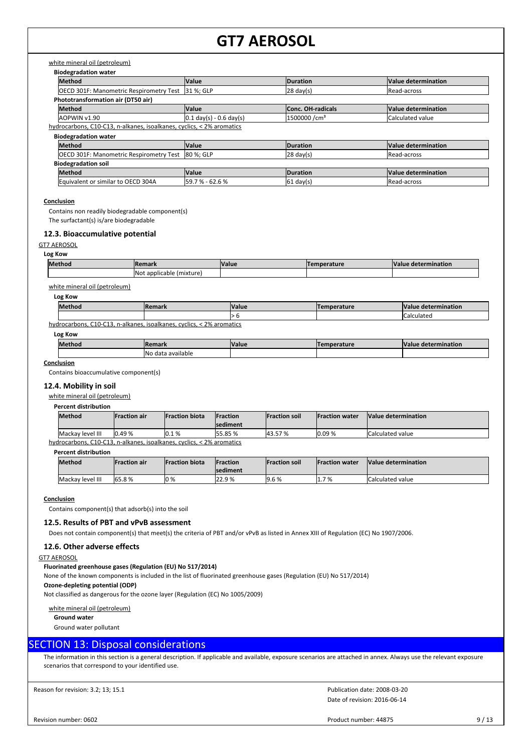white mineral oil (petroleum)

**Biodegradation water**

| Method | Value | Duration | Value determination |
|---|---|---|---|
| OECD 301F: Manometric Respirometry Test | 31 %; GLP | 28 day(s) | Read-across |

**Phototransformation air (DT50 air)**

| Method | Value | Conc. OH-radicals | Value determination |
|---|---|---|---|
| AOPWIN v1.90 | 0.1 day(s) - 0.6 day(s) | 1500000 /cm³ | Calculated value |

hydrocarbons, C10-C13, n-alkanes, isoalkanes, cyclics, < 2% aromatics

**Biodegradation water**

| Method | Value | Duration | Value determination |
|---|---|---|---|
| OECD 301F: Manometric Respirometry Test | 80 %; GLP | 28 day(s) | Read-across |

**Biodegradation soil**

| Method | Value | Duration | Value determination |
|---|---|---|---|
| Equivalent or similar to OECD 304A | 59.7 % - 62.6 % | 61 day(s) | Read-across |

**Conclusion**

Contains non readily biodegradable component(s)
The surfactant(s) is/are biodegradable

### 12.3. Bioaccumulative potential

GT7 AEROSOL

**Log Kow**

| Method | Remark | Value | Temperature | Value determination |
|---|---|---|---|---|
| | Not applicable (mixture) | | | |

white mineral oil (petroleum)

**Log Kow**

| Method | Remark | Value | Temperature | Value determination |
|---|---|---|---|---|
| | | > 6 | | Calculated |

hydrocarbons, C10-C13, n-alkanes, isoalkanes, cyclics, < 2% aromatics

**Log Kow**

| Method | Remark | Value | Temperature | Value determination |
|---|---|---|---|---|
| | No data available | | | |

**Conclusion**

Contains bioaccumulative component(s)

### 12.4. Mobility in soil

white mineral oil (petroleum)

**Percent distribution**

| Method | Fraction air | Fraction biota | Fraction sediment | Fraction soil | Fraction water | Value determination |
|---|---|---|---|---|---|---|
| Mackay level III | 0.49 % | 0.1 % | 55.85 % | 43.57 % | 0.09 % | Calculated value |

hydrocarbons, C10-C13, n-alkanes, isoalkanes, cyclics, < 2% aromatics

**Percent distribution**

| Method | Fraction air | Fraction biota | Fraction sediment | Fraction soil | Fraction water | Value determination |
|---|---|---|---|---|---|---|
| Mackay level III | 65.8 % | 0 % | 22.9 % | 9.6 % | 1.7 % | Calculated value |

**Conclusion**

Contains component(s) that adsorb(s) into the soil

### 12.5. Results of PBT and vPvB assessment

Does not contain component(s) that meet(s) the criteria of PBT and/or vPvB as listed in Annex XIII of Regulation (EC) No 1907/2006.

### 12.6. Other adverse effects

GT7 AEROSOL

**Fluorinated greenhouse gases (Regulation (EU) No 517/2014)**

None of the known components is included in the list of fluorinated greenhouse gases (Regulation (EU) No 517/2014)

**Ozone-depleting potential (ODP)**

Not classified as dangerous for the ozone layer (Regulation (EC) No 1005/2009)

white mineral oil (petroleum)

**Ground water**

Ground water pollutant

## SECTION 13: Disposal considerations

The information in this section is a general description. If applicable and available, exposure scenarios are attached in annex. Always use the relevant exposure scenarios that correspond to your identified use.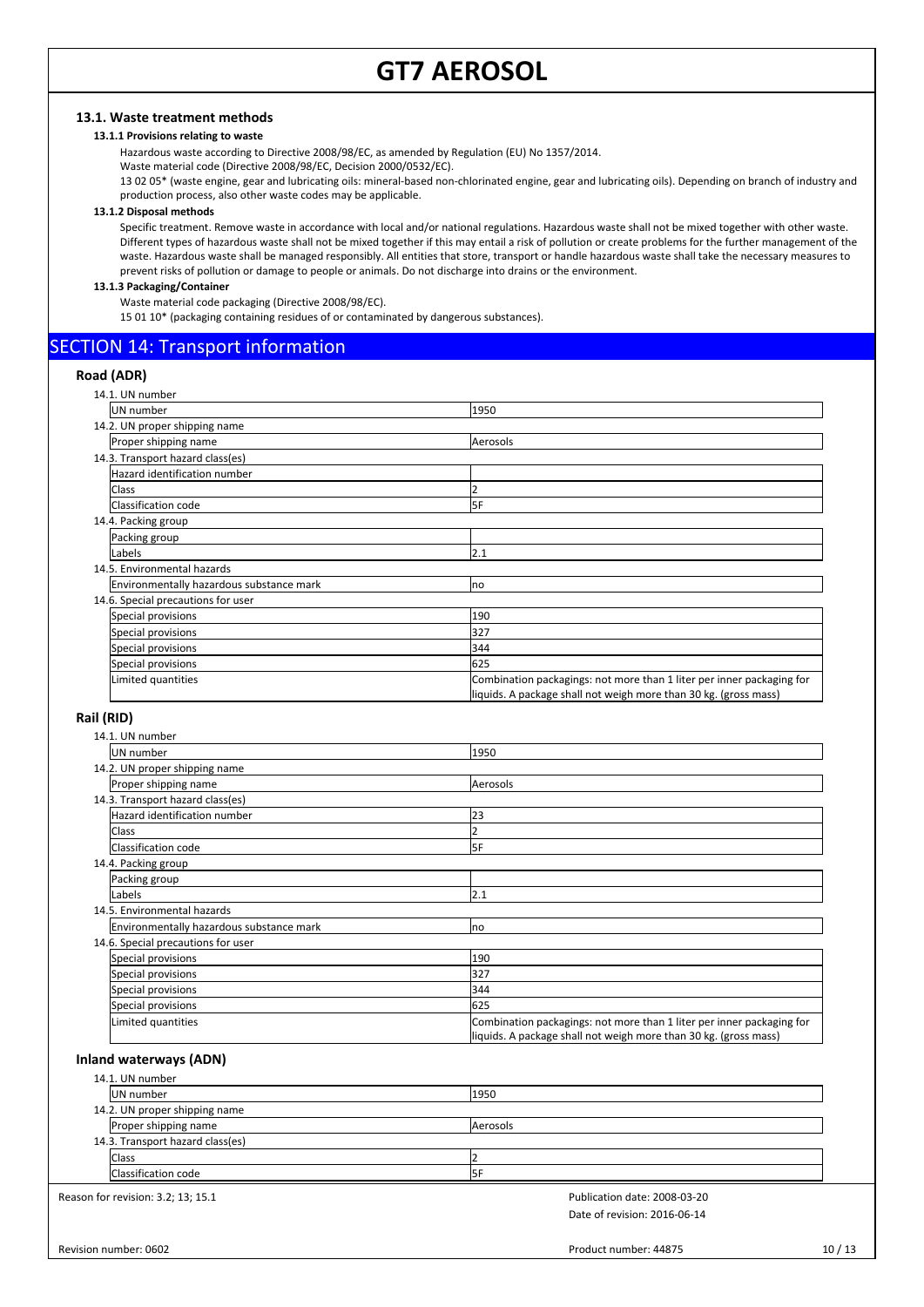#### 13.1. Waste treatment methods

##### 13.1.1 Provisions relating to waste

Hazardous waste according to Directive 2008/98/EC, as amended by Regulation (EU) No 1357/2014.

Waste material code (Directive 2008/98/EC, Decision 2000/0532/EC).

13 02 05* (waste engine, gear and lubricating oils: mineral-based non-chlorinated engine, gear and lubricating oils). Depending on branch of industry and production process, also other waste codes may be applicable.

##### 13.1.2 Disposal methods

Specific treatment. Remove waste in accordance with local and/or national regulations. Hazardous waste shall not be mixed together with other waste. Different types of hazardous waste shall not be mixed together if this may entail a risk of pollution or create problems for the further management of the waste. Hazardous waste shall be managed responsibly. All entities that store, transport or handle hazardous waste shall take the necessary measures to prevent risks of pollution or damage to people or animals. Do not discharge into drains or the environment.

##### 13.1.3 Packaging/Container

Waste material code packaging (Directive 2008/98/EC).

15 01 10* (packaging containing residues of or contaminated by dangerous substances).

## SECTION 14: Transport information

### Road (ADR)

| 14.1. UN number | |
|---|---|
| UN number | 1950 |
| **14.2. UN proper shipping name** | |
| Proper shipping name | Aerosols |
| **14.3. Transport hazard class(es)** | |
| Hazard identification number | |
| Class | 2 |
| Classification code | 5F |
| **14.4. Packing group** | |
| Packing group | |
| Labels | 2.1 |
| **14.5. Environmental hazards** | |
| Environmentally hazardous substance mark | no |
| **14.6. Special precautions for user** | |
| Special provisions | 190 |
| Special provisions | 327 |
| Special provisions | 344 |
| Special provisions | 625 |
| Limited quantities | Combination packagings: not more than 1 liter per inner packaging for liquids. A package shall not weigh more than 30 kg. (gross mass) |

### Rail (RID)

| 14.1. UN number | |
|---|---|
| UN number | 1950 |
| **14.2. UN proper shipping name** | |
| Proper shipping name | Aerosols |
| **14.3. Transport hazard class(es)** | |
| Hazard identification number | 23 |
| Class | 2 |
| Classification code | 5F |
| **14.4. Packing group** | |
| Packing group | |
| Labels | 2.1 |
| **14.5. Environmental hazards** | |
| Environmentally hazardous substance mark | no |
| **14.6. Special precautions for user** | |
| Special provisions | 190 |
| Special provisions | 327 |
| Special provisions | 344 |
| Special provisions | 625 |
| Limited quantities | Combination packagings: not more than 1 liter per inner packaging for liquids. A package shall not weigh more than 30 kg. (gross mass) |

### Inland waterways (ADN)

| 14.1. UN number | |
|---|---|
| UN number | 1950 |
| **14.2. UN proper shipping name** | |
| Proper shipping name | Aerosols |
| **14.3. Transport hazard class(es)** | |
| Class | 2 |
| Classification code | 5F |

Reason for revision: 3.2; 13; 15.1

Publication date: 2008-03-20

Date of revision: 2016-06-14

Revision number: 0602

Product number: 44875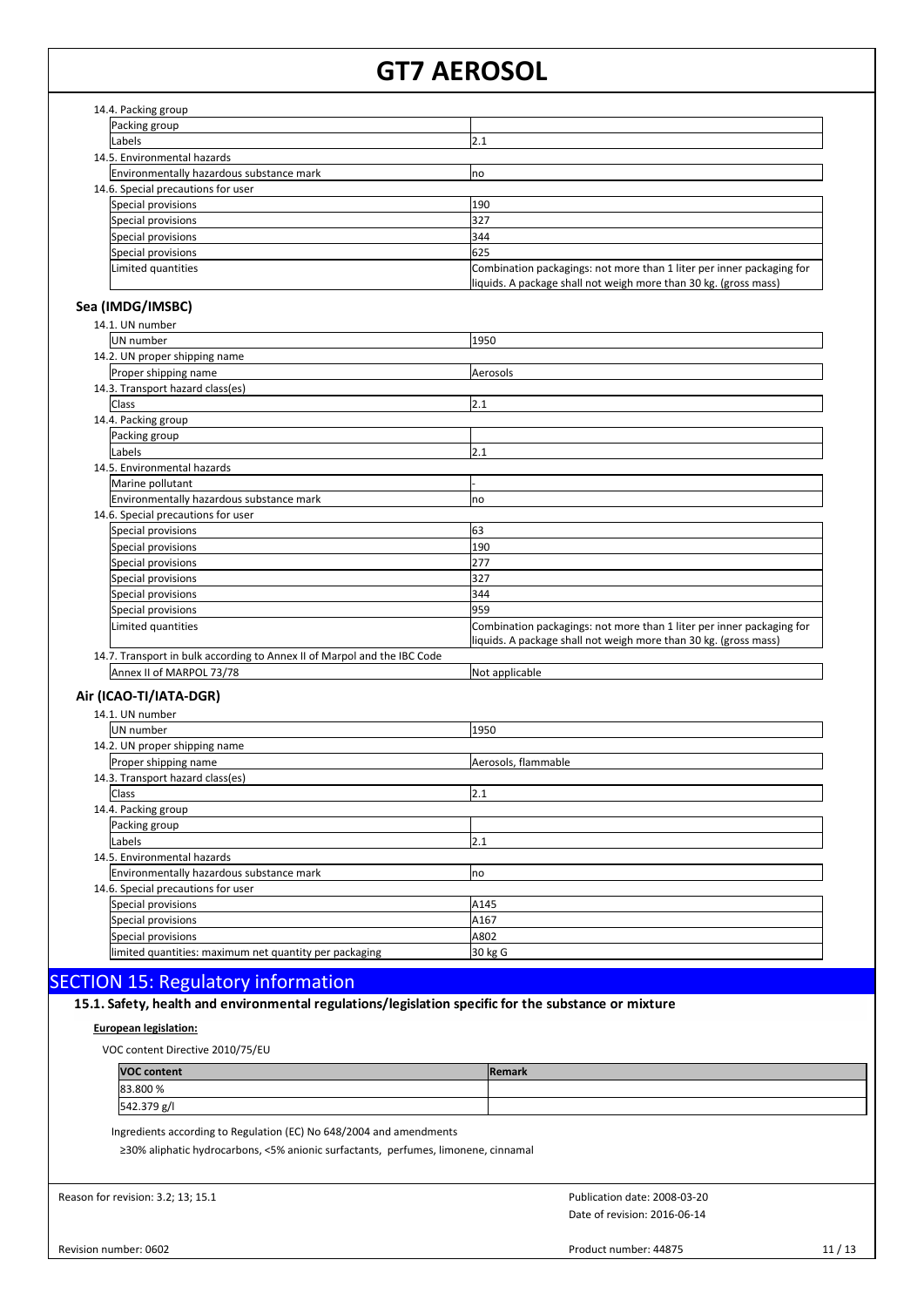14.4. Packing group

| | |
|---|---|
| Packing group | |
| Labels | 2.1 |

14.5. Environmental hazards

| | |
|---|---|
| Environmentally hazardous substance mark | no |

14.6. Special precautions for user

| | |
|---|---|
| Special provisions | 190 |
| Special provisions | 327 |
| Special provisions | 344 |
| Special provisions | 625 |
| Limited quantities | Combination packagings: not more than 1 liter per inner packaging for liquids. A package shall not weigh more than 30 kg. (gross mass) |

### Sea (IMDG/IMSBC)

14.1. UN number

| | |
|---|---|
| UN number | 1950 |

14.2. UN proper shipping name

| | |
|---|---|
| Proper shipping name | Aerosols |

14.3. Transport hazard class(es)

| | |
|---|---|
| Class | 2.1 |

14.4. Packing group

| | |
|---|---|
| Packing group | |
| Labels | 2.1 |

14.5. Environmental hazards

| | |
|---|---|
| Marine pollutant | - |
| Environmentally hazardous substance mark | no |

14.6. Special precautions for user

| | |
|---|---|
| Special provisions | 63 |
| Special provisions | 190 |
| Special provisions | 277 |
| Special provisions | 327 |
| Special provisions | 344 |
| Special provisions | 959 |
| Limited quantities | Combination packagings: not more than 1 liter per inner packaging for liquids. A package shall not weigh more than 30 kg. (gross mass) |

14.7. Transport in bulk according to Annex II of Marpol and the IBC Code

| | |
|---|---|
| Annex II of MARPOL 73/78 | Not applicable |

### Air (ICAO-TI/IATA-DGR)

14.1. UN number

| | |
|---|---|
| UN number | 1950 |

14.2. UN proper shipping name

| | |
|---|---|
| Proper shipping name | Aerosols, flammable |

14.3. Transport hazard class(es)

| | |
|---|---|
| Class | 2.1 |

14.4. Packing group

| | |
|---|---|
| Packing group | |
| Labels | 2.1 |

14.5. Environmental hazards

| | |
|---|---|
| Environmentally hazardous substance mark | no |

14.6. Special precautions for user

| | |
|---|---|
| Special provisions | A145 |
| Special provisions | A167 |
| Special provisions | A802 |
| limited quantities: maximum net quantity per packaging | 30 kg G |

## SECTION 15: Regulatory information

### 15.1. Safety, health and environmental regulations/legislation specific for the substance or mixture

**European legislation:**

VOC content Directive 2010/75/EU

| VOC content | Remark |
|---|---|
| 83.800 % | |
| 542.379 g/l | |

Ingredients according to Regulation (EC) No 648/2004 and amendments

≥30% aliphatic hydrocarbons, <5% anionic surfactants, perfumes, limonene, cinnamal

Reason for revision: 3.2; 13; 15.1

Publication date: 2008-03-20
Date of revision: 2016-06-14

Revision number: 0602

Product number: 44875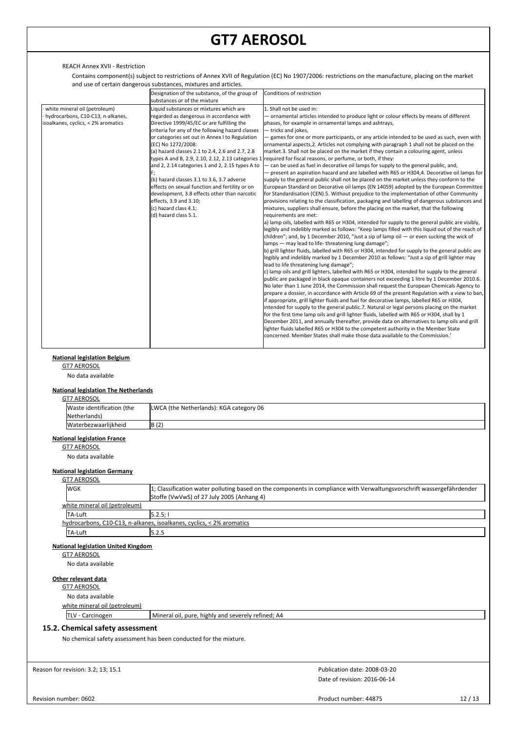REACH Annex XVII - Restriction

Contains component(s) subject to restrictions of Annex XVII of Regulation (EC) No 1907/2006: restrictions on the manufacture, placing on the market and use of certain dangerous substances, mixtures and articles.

| | Designation of the substance, of the group of substances or of the mixture | Conditions of restriction |
|---|---|---|
| · white mineral oil (petroleum)<br>· hydrocarbons, C10-C13, n-alkanes, isoalkanes, cyclics, < 2% aromatics | Liquid substances or mixtures which are regarded as dangerous in accordance with Directive 1999/45/EC or are fulfilling the criteria for any of the following hazard classes or categories set out in Annex I to Regulation (EC) No 1272/2008:<br>(a) hazard classes 2.1 to 2.4, 2.6 and 2.7, 2.8 types A and B, 2.9, 2.10, 2.12, 2.13 categories 1 and 2, 2.14 categories 1 and 2, 2.15 types A to F;<br>(b) hazard classes 3.1 to 3.6, 3.7 adverse effects on sexual function and fertility or on development, 3.8 effects other than narcotic effects, 3.9 and 3.10;<br>(c) hazard class 4.1;<br>(d) hazard class 5.1. | 1. Shall not be used in:<br>— ornamental articles intended to produce light or colour effects by means of different phases, for example in ornamental lamps and ashtrays,<br>— tricks and jokes,<br>— games for one or more participants, or any article intended to be used as such, even with ornamental aspects,2. Articles not complying with paragraph 1 shall not be placed on the market.3. Shall not be placed on the market if they contain a colouring agent, unless required for fiscal reasons, or perfume, or both, if they:<br>— can be used as fuel in decorative oil lamps for supply to the general public, and,<br>— present an aspiration hazard and are labelled with R65 or H304,4. Decorative oil lamps for supply to the general public shall not be placed on the market unless they conform to the European Standard on Decorative oil lamps (EN 14059) adopted by the European Committee for Standardisation (CEN).5. Without prejudice to the implementation of other Community provisions relating to the classification, packaging and labelling of dangerous substances and mixtures, suppliers shall ensure, before the placing on the market, that the following requirements are met:<br>a) lamp oils, labelled with R65 or H304, intended for supply to the general public are visibly, legibly and indelibly marked as follows: "Keep lamps filled with this liquid out of the reach of children"; and, by 1 December 2010, "Just a sip of lamp oil — or even sucking the wick of lamps — may lead to life- threatening lung damage";<br>b) grill lighter fluids, labelled with R65 or H304, intended for supply to the general public are legibly and indelibly marked by 1 December 2010 as follows: "Just a sip of grill lighter may lead to life threatening lung damage";<br>c) lamp oils and grill lighters, labelled with R65 or H304, intended for supply to the general public are packaged in black opaque containers not exceeding 1 litre by 1 December 2010.6. No later than 1 June 2014, the Commission shall request the European Chemicals Agency to prepare a dossier, in accordance with Article 69 of the present Regulation with a view to ban, if appropriate, grill lighter fluids and fuel for decorative lamps, labelled R65 or H304, intended for supply to the general public.7. Natural or legal persons placing on the market for the first time lamp oils and grill lighter fluids, labelled with R65 or H304, shall by 1 December 2011, and annually thereafter, provide data on alternatives to lamp oils and grill lighter fluids labelled R65 or H304 to the competent authority in the Member State concerned. Member States shall make those data available to the Commission.' |

**National legislation Belgium**

GT7 AEROSOL

No data available

**National legislation The Netherlands**

GT7 AEROSOL

| Waste identification (the Netherlands) | LWCA (the Netherlands): KGA category 06 |
|---|---|
| Waterbezwaarlijkheid | B (2) |

**National legislation France**

GT7 AEROSOL

No data available

**National legislation Germany**

GT7 AEROSOL

| WGK | 1; Classification water polluting based on the components in compliance with Verwaltungsvorschrift wassergefährdender Stoffe (VwVwS) of 27 July 2005 (Anhang 4) |
|---|---|

white mineral oil (petroleum)

| TA-Luft | 5.2.5; I |
|---|---|

hydrocarbons, C10-C13, n-alkanes, isoalkanes, cyclics, < 2% aromatics

| TA-Luft | 5.2.5 |
|---|---|

**National legislation United Kingdom**

GT7 AEROSOL

No data available

**Other relevant data**

GT7 AEROSOL

No data available

white mineral oil (petroleum)

| TLV - Carcinogen | Mineral oil, pure, highly and severely refined; A4 |
|---|---|

## 15.2. Chemical safety assessment

No chemical safety assessment has been conducted for the mixture.

Reason for revision: 3.2; 13; 15.1

Publication date: 2008-03-20

Date of revision: 2016-06-14

Revision number: 0602

Product number: 44875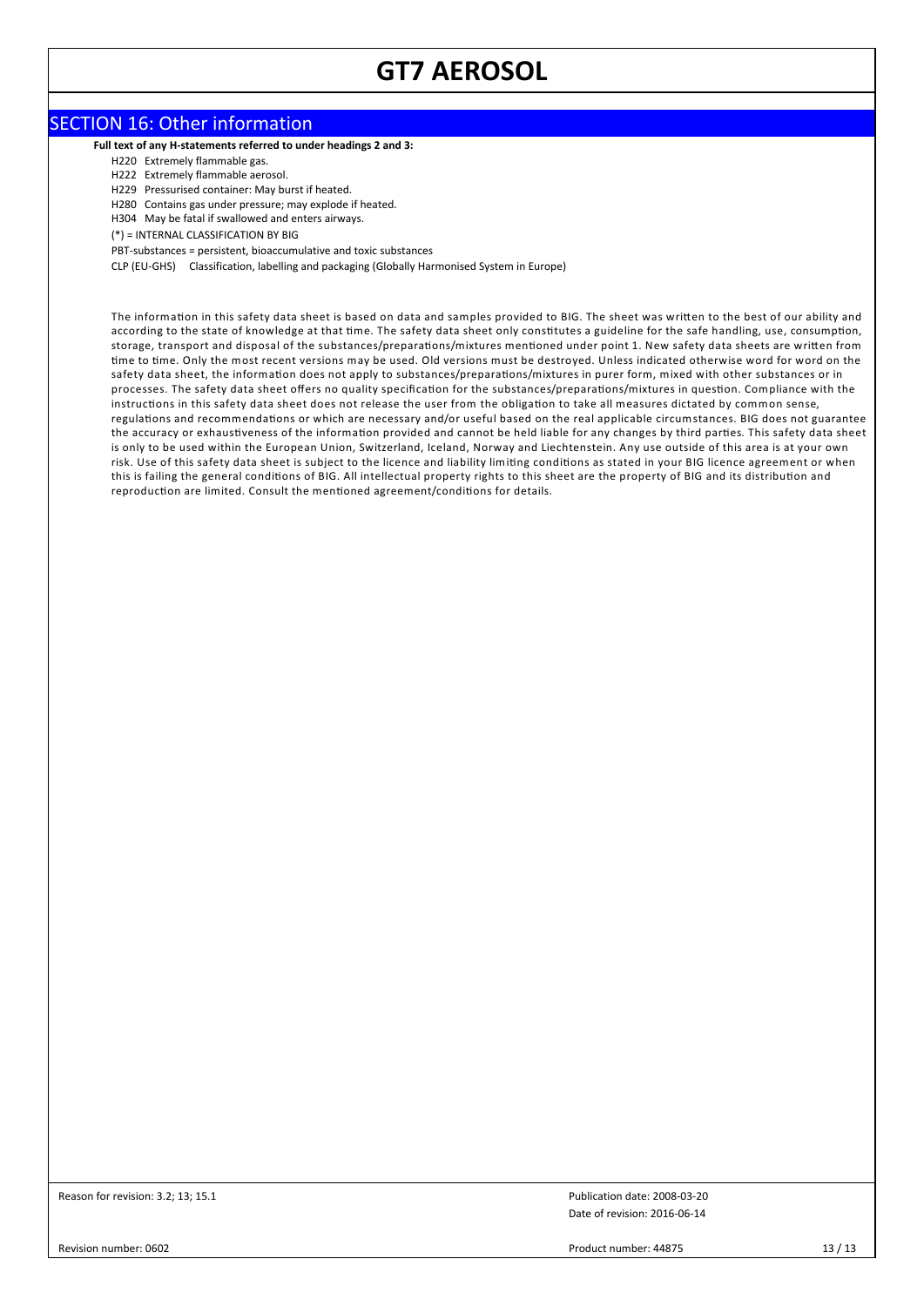## SECTION 16: Other information

**Full text of any H-statements referred to under headings 2 and 3:**

H220 Extremely flammable gas.
H222 Extremely flammable aerosol.
H229 Pressurised container: May burst if heated.
H280 Contains gas under pressure; may explode if heated.
H304 May be fatal if swallowed and enters airways.
(*) = INTERNAL CLASSIFICATION BY BIG
PBT-substances = persistent, bioaccumulative and toxic substances
CLP (EU-GHS) Classification, labelling and packaging (Globally Harmonised System in Europe)

The information in this safety data sheet is based on data and samples provided to BIG. The sheet was written to the best of our ability and according to the state of knowledge at that time. The safety data sheet only constitutes a guideline for the safe handling, use, consumption, storage, transport and disposal of the substances/preparations/mixtures mentioned under point 1. New safety data sheets are written from time to time. Only the most recent versions may be used. Old versions must be destroyed. Unless indicated otherwise word for word on the safety data sheet, the information does not apply to substances/preparations/mixtures in purer form, mixed with other substances or in processes. The safety data sheet offers no quality specification for the substances/preparations/mixtures in question. Compliance with the instructions in this safety data sheet does not release the user from the obligation to take all measures dictated by common sense, regulations and recommendations or which are necessary and/or useful based on the real applicable circumstances. BIG does not guarantee the accuracy or exhaustiveness of the information provided and cannot be held liable for any changes by third parties. This safety data sheet is only to be used within the European Union, Switzerland, Iceland, Norway and Liechtenstein. Any use outside of this area is at your own risk. Use of this safety data sheet is subject to the licence and liability limiting conditions as stated in your BIG licence agreement or when this is failing the general conditions of BIG. All intellectual property rights to this sheet are the property of BIG and its distribution and reproduction are limited. Consult the mentioned agreement/conditions for details.